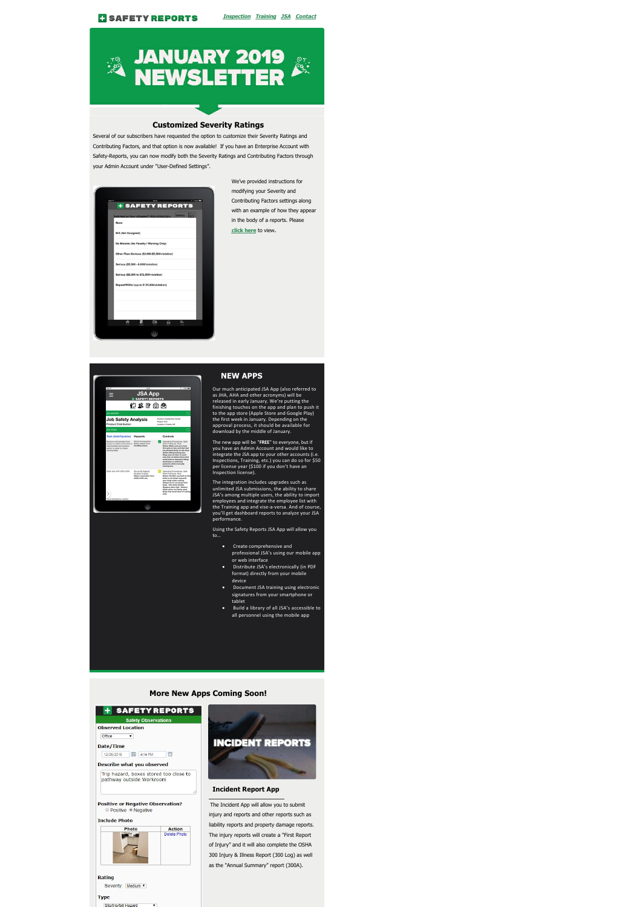SAFETY REPORTS

Inspection Training JSA Contact

# JANUARY 2019 NEWSLETTER

## Customized Severity Ratings

Several of our subscribers have requested the option to customize their Severity Ratings and Contributing Factors, and that option is now available! If you have an Enterprise Account with Safety-Reports, you can now modify both the Severity Ratings and Contributing Factors through your Admin Account under "User-Defined Settings".

We've provided instructions for modifying your Severity and Contributing Factors settings along with an example of how they appear in the body of a reports. Please click here to view.

## NEW APPS

Our much anticipated JSA App (also referred to as JHA, AHA and other acronyms) will be released in early January. We're putting the finishing touches on the app and plan to push it to the app store (Apple Store and Google Play) the first week in January. Depending on the approval process, it should be available for download by the middle of January.

The new app will be "**FREE**" to everyone, but if you have an Admin Account and would like to integrate the JSA app to your other accounts (i.e. Inspections, Training, etc.) you can do so for $50 per license year ($100 if you don't have an Inspection license).

The integration includes upgrades such as unlimited JSA submissions, the ability to share JSA's among multiple users, the ability to import employees and integrate the employee list with the Training app and vise-a-versa. And of course, you'll get dashboard reports to analyze your JSA performance.

Using the Safety Reports JSA App will allow you to...

- Create comprehensive and professional JSA's using our mobile app or web interface
- Distribute JSA's electronically (in PDF format) directly from your mobile device
- Document JSA training using electronic signatures from your smartphone or tablet
- Build a library of all JSA's accessible to all personnel using the mobile app

## More New Apps Coming Soon!

### Incident Report App

The Incident App will allow you to submit injury and reports and other reports such as liability reports and property damage reports. The injury reports will create a "First Report of Injury" and it will also complete the OSHA 300 Injury & Illness Report (300 Log) as well as the "Annual Summary" report (300A).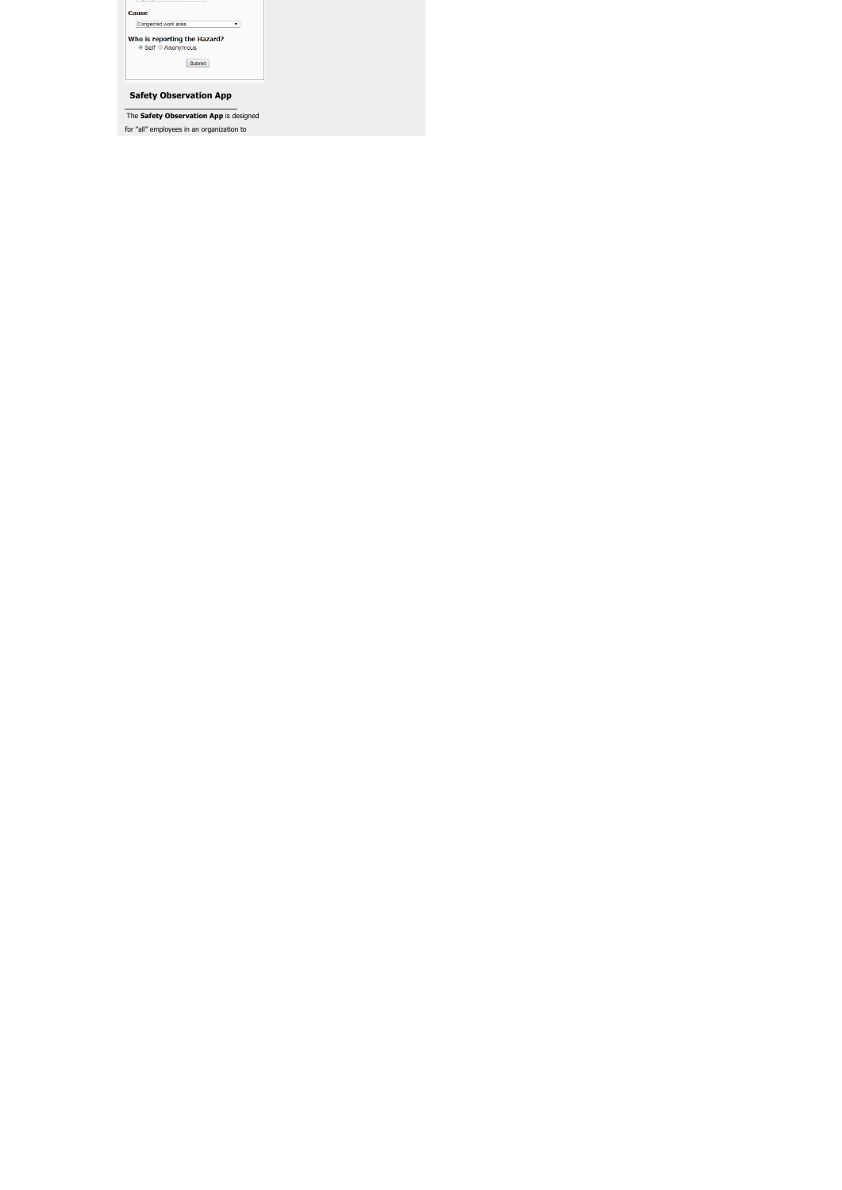**Cause**

Congested work area ▼

**Who is reporting the Hazard?**

◉ Self ○ Anonymous

Submit

### Safety Observation App

The **Safety Observation App** is designed for "all" employees in an organization to